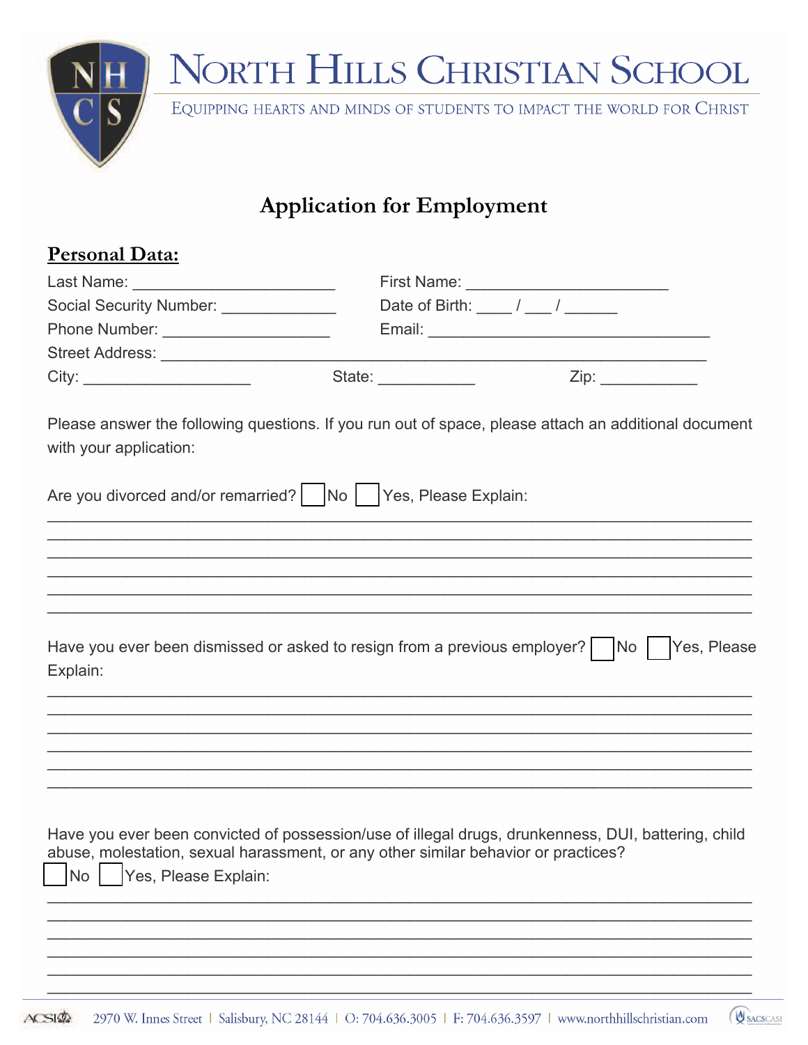# North Hills Christian School

Equipping hearts and minds of students to impact the world for Christ

## Application for Employment

**Personal Data:**

Last Name: ______________________ First Name: ______________________

Social Security Number: ____________ Date of Birth: ____ / ___ / ______

Phone Number: __________________ Email: ______________________________

Street Address: ___________________________________________________________

City: __________________ State: ___________ Zip: ___________

Please answer the following questions. If you run out of space, please attach an additional document with your application:

Are you divorced and/or remarried? ☐ No ☐ Yes, Please Explain:

______________________________________________________________________________
______________________________________________________________________________
______________________________________________________________________________
______________________________________________________________________________
______________________________________________________________________________
______________________________________________________________________________

Have you ever been dismissed or asked to resign from a previous employer? ☐ No ☐ Yes, Please Explain:

______________________________________________________________________________
______________________________________________________________________________
______________________________________________________________________________
______________________________________________________________________________
______________________________________________________________________________
______________________________________________________________________________

Have you ever been convicted of possession/use of illegal drugs, drunkenness, DUI, battering, child abuse, molestation, sexual harassment, or any other similar behavior or practices?

☐ No ☐ Yes, Please Explain:

______________________________________________________________________________
______________________________________________________________________________
______________________________________________________________________________
______________________________________________________________________________
______________________________________________________________________________
______________________________________________________________________________

2970 W. Innes Street | Salisbury, NC 28144 | O: 704.636.3005 | F: 704.636.3597 | www.northhillschristian.com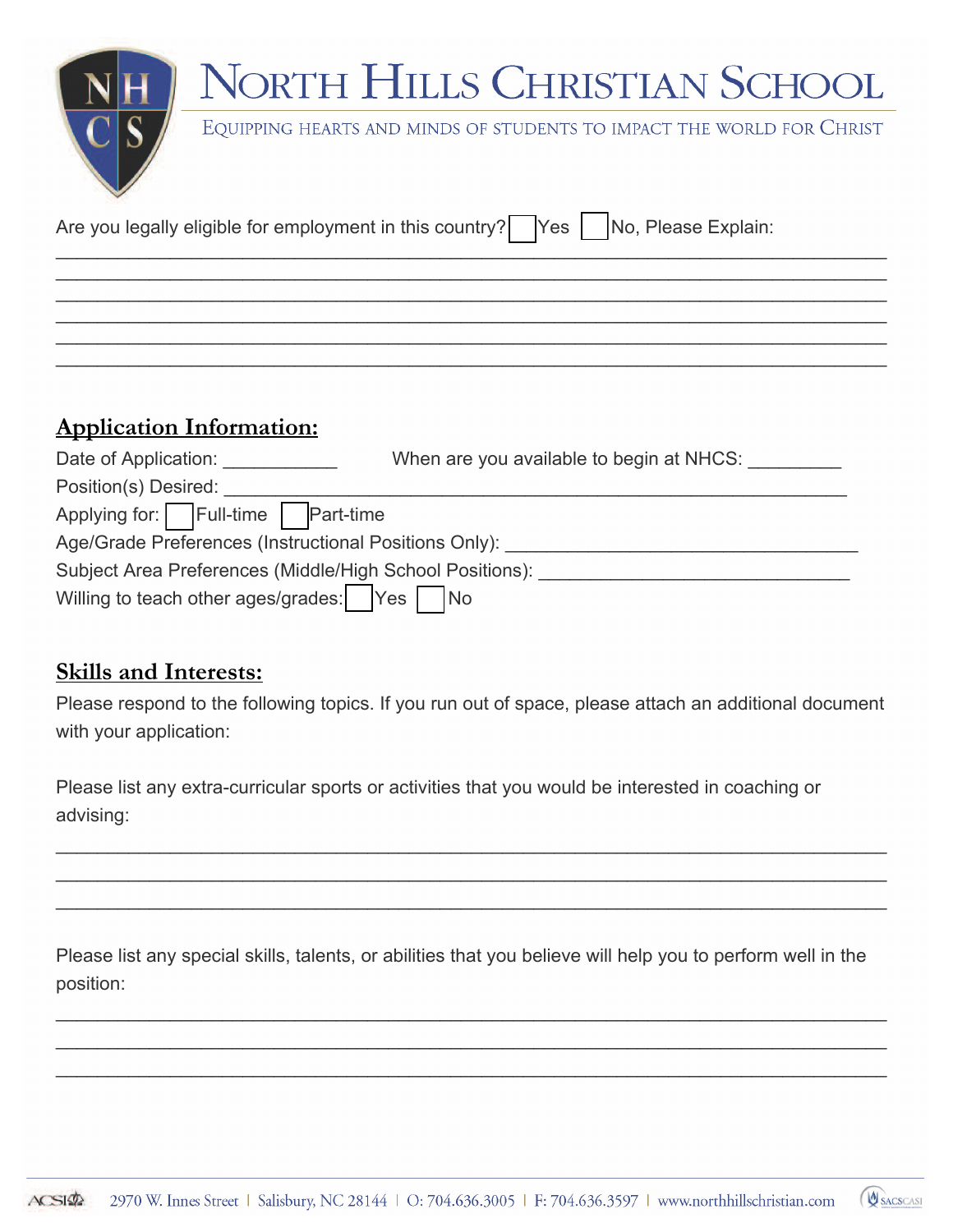# North Hills Christian School

Equipping hearts and minds of students to impact the world for Christ

Are you legally eligible for employment in this country? ☐ Yes ☐ No, Please Explain:

\_\_\_\_\_\_\_\_\_\_\_\_\_\_\_\_\_\_\_\_\_\_\_\_\_\_\_\_\_\_\_\_\_\_\_\_\_\_\_\_\_\_\_\_\_\_\_\_\_\_\_\_\_\_\_\_\_\_\_\_\_\_\_\_\_\_\_\_\_\_\_\_\_\_\_\_

\_\_\_\_\_\_\_\_\_\_\_\_\_\_\_\_\_\_\_\_\_\_\_\_\_\_\_\_\_\_\_\_\_\_\_\_\_\_\_\_\_\_\_\_\_\_\_\_\_\_\_\_\_\_\_\_\_\_\_\_\_\_\_\_\_\_\_\_\_\_\_\_\_\_\_\_

\_\_\_\_\_\_\_\_\_\_\_\_\_\_\_\_\_\_\_\_\_\_\_\_\_\_\_\_\_\_\_\_\_\_\_\_\_\_\_\_\_\_\_\_\_\_\_\_\_\_\_\_\_\_\_\_\_\_\_\_\_\_\_\_\_\_\_\_\_\_\_\_\_\_\_\_

\_\_\_\_\_\_\_\_\_\_\_\_\_\_\_\_\_\_\_\_\_\_\_\_\_\_\_\_\_\_\_\_\_\_\_\_\_\_\_\_\_\_\_\_\_\_\_\_\_\_\_\_\_\_\_\_\_\_\_\_\_\_\_\_\_\_\_\_\_\_\_\_\_\_\_\_

\_\_\_\_\_\_\_\_\_\_\_\_\_\_\_\_\_\_\_\_\_\_\_\_\_\_\_\_\_\_\_\_\_\_\_\_\_\_\_\_\_\_\_\_\_\_\_\_\_\_\_\_\_\_\_\_\_\_\_\_\_\_\_\_\_\_\_\_\_\_\_\_\_\_\_\_

\_\_\_\_\_\_\_\_\_\_\_\_\_\_\_\_\_\_\_\_\_\_\_\_\_\_\_\_\_\_\_\_\_\_\_\_\_\_\_\_\_\_\_\_\_\_\_\_\_\_\_\_\_\_\_\_\_\_\_\_\_\_\_\_\_\_\_\_\_\_\_\_\_\_\_\_

## Application Information:

Date of Application: \_\_\_\_\_\_\_\_\_\_\_ When are you available to begin at NHCS: \_\_\_\_\_\_\_\_\_

Position(s) Desired: \_\_\_\_\_\_\_\_\_\_\_\_\_\_\_\_\_\_\_\_\_\_\_\_\_\_\_\_\_\_\_\_\_\_\_\_\_\_\_\_\_\_\_\_\_\_\_\_\_\_\_\_\_\_\_\_\_\_

Applying for: ☐ Full-time ☐ Part-time

Age/Grade Preferences (Instructional Positions Only): \_\_\_\_\_\_\_\_\_\_\_\_\_\_\_\_\_\_\_\_\_\_\_\_\_\_\_\_\_\_\_\_\_\_

Subject Area Preferences (Middle/High School Positions): \_\_\_\_\_\_\_\_\_\_\_\_\_\_\_\_\_\_\_\_\_\_\_\_\_\_\_\_\_\_

Willing to teach other ages/grades: ☐ Yes ☐ No

## Skills and Interests:

Please respond to the following topics. If you run out of space, please attach an additional document with your application:

Please list any extra-curricular sports or activities that you would be interested in coaching or advising:

\_\_\_\_\_\_\_\_\_\_\_\_\_\_\_\_\_\_\_\_\_\_\_\_\_\_\_\_\_\_\_\_\_\_\_\_\_\_\_\_\_\_\_\_\_\_\_\_\_\_\_\_\_\_\_\_\_\_\_\_\_\_\_\_\_\_\_\_\_\_\_\_\_\_\_\_

\_\_\_\_\_\_\_\_\_\_\_\_\_\_\_\_\_\_\_\_\_\_\_\_\_\_\_\_\_\_\_\_\_\_\_\_\_\_\_\_\_\_\_\_\_\_\_\_\_\_\_\_\_\_\_\_\_\_\_\_\_\_\_\_\_\_\_\_\_\_\_\_\_\_\_\_

\_\_\_\_\_\_\_\_\_\_\_\_\_\_\_\_\_\_\_\_\_\_\_\_\_\_\_\_\_\_\_\_\_\_\_\_\_\_\_\_\_\_\_\_\_\_\_\_\_\_\_\_\_\_\_\_\_\_\_\_\_\_\_\_\_\_\_\_\_\_\_\_\_\_\_\_

Please list any special skills, talents, or abilities that you believe will help you to perform well in the position:

\_\_\_\_\_\_\_\_\_\_\_\_\_\_\_\_\_\_\_\_\_\_\_\_\_\_\_\_\_\_\_\_\_\_\_\_\_\_\_\_\_\_\_\_\_\_\_\_\_\_\_\_\_\_\_\_\_\_\_\_\_\_\_\_\_\_\_\_\_\_\_\_\_\_\_\_

\_\_\_\_\_\_\_\_\_\_\_\_\_\_\_\_\_\_\_\_\_\_\_\_\_\_\_\_\_\_\_\_\_\_\_\_\_\_\_\_\_\_\_\_\_\_\_\_\_\_\_\_\_\_\_\_\_\_\_\_\_\_\_\_\_\_\_\_\_\_\_\_\_\_\_\_

\_\_\_\_\_\_\_\_\_\_\_\_\_\_\_\_\_\_\_\_\_\_\_\_\_\_\_\_\_\_\_\_\_\_\_\_\_\_\_\_\_\_\_\_\_\_\_\_\_\_\_\_\_\_\_\_\_\_\_\_\_\_\_\_\_\_\_\_\_\_\_\_\_\_\_\_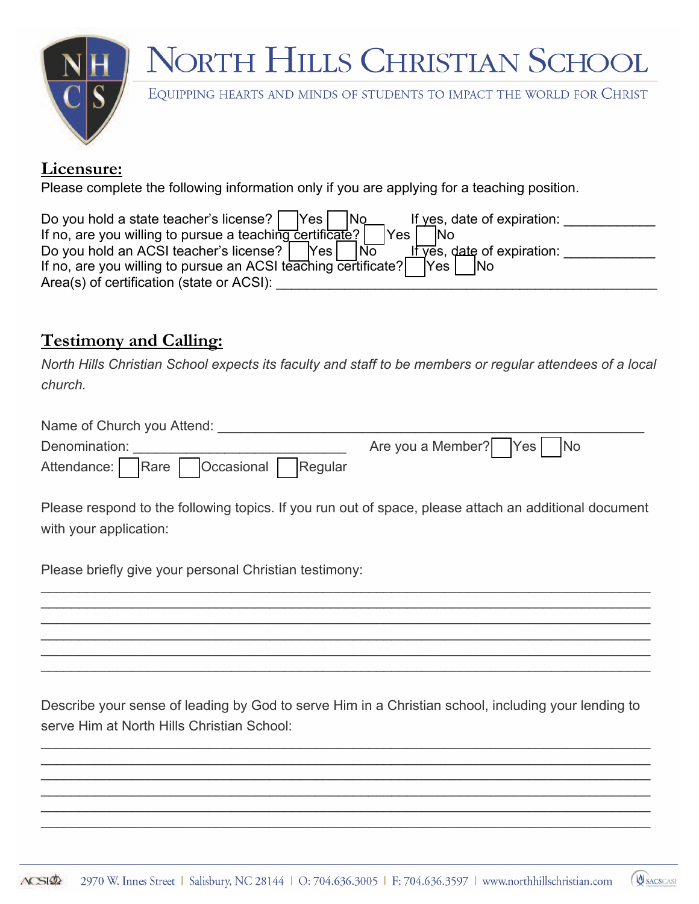# North Hills Christian School

Equipping hearts and minds of students to impact the world for Christ

## Licensure:

Please complete the following information only if you are applying for a teaching position.

Do you hold a state teacher's license? ☐ Yes ☐ No     If yes, date of expiration: ____________
If no, are you willing to pursue a teaching certificate? ☐ Yes ☐ No
Do you hold an ACSI teacher's license? ☐ Yes ☐ No     If yes, date of expiration: ____________
If no, are you willing to pursue an ACSI teaching certificate? ☐ Yes ☐ No
Area(s) of certification (state or ACSI): ______________________________________________________

## Testimony and Calling:

*North Hills Christian School expects its faculty and staff to be members or regular attendees of a local church.*

Name of Church you Attend: ______________________________________________________
Denomination: ____________________________     Are you a Member? ☐ Yes ☐ No
Attendance: ☐ Rare ☐ Occasional ☐ Regular

Please respond to the following topics. If you run out of space, please attach an additional document with your application:

Please briefly give your personal Christian testimony:

______________________________________________________________________________
______________________________________________________________________________
______________________________________________________________________________
______________________________________________________________________________
______________________________________________________________________________
______________________________________________________________________________

Describe your sense of leading by God to serve Him in a Christian school, including your lending to serve Him at North Hills Christian School:

______________________________________________________________________________
______________________________________________________________________________
______________________________________________________________________________
______________________________________________________________________________
______________________________________________________________________________
______________________________________________________________________________

2970 W. Innes Street | Salisbury, NC 28144 | O: 704.636.3005 | F: 704.636.3597 | www.northhillschristian.com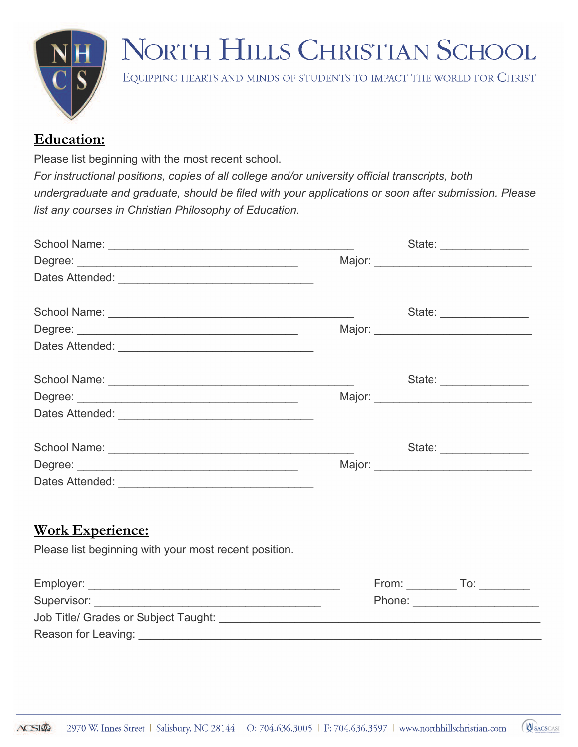# North Hills Christian School

Equipping hearts and minds of students to impact the world for Christ

## Education:

Please list beginning with the most recent school.

*For instructional positions, copies of all college and/or university official transcripts, both undergraduate and graduate, should be filed with your applications or soon after submission. Please list any courses in Christian Philosophy of Education.*

School Name: ________________________________________ State: ______________

Degree: ___________________________________ Major: _________________________

Dates Attended: _______________________________

School Name: ________________________________________ State: ______________

Degree: ___________________________________ Major: _________________________

Dates Attended: _______________________________

School Name: ________________________________________ State: ______________

Degree: ___________________________________ Major: _________________________

Dates Attended: _______________________________

School Name: ________________________________________ State: ______________

Degree: ___________________________________ Major: _________________________

Dates Attended: _______________________________

## Work Experience:

Please list beginning with your most recent position.

Employer: ________________________________________ From: ________ To: ________

Supervisor: ___________________________________ Phone: ____________________

Job Title/ Grades or Subject Taught: ___________________________________________________

Reason for Leaving: _________________________________________________________________

2970 W. Innes Street | Salisbury, NC 28144 | O: 704.636.3005 | F: 704.636.3597 | www.northhillschristian.com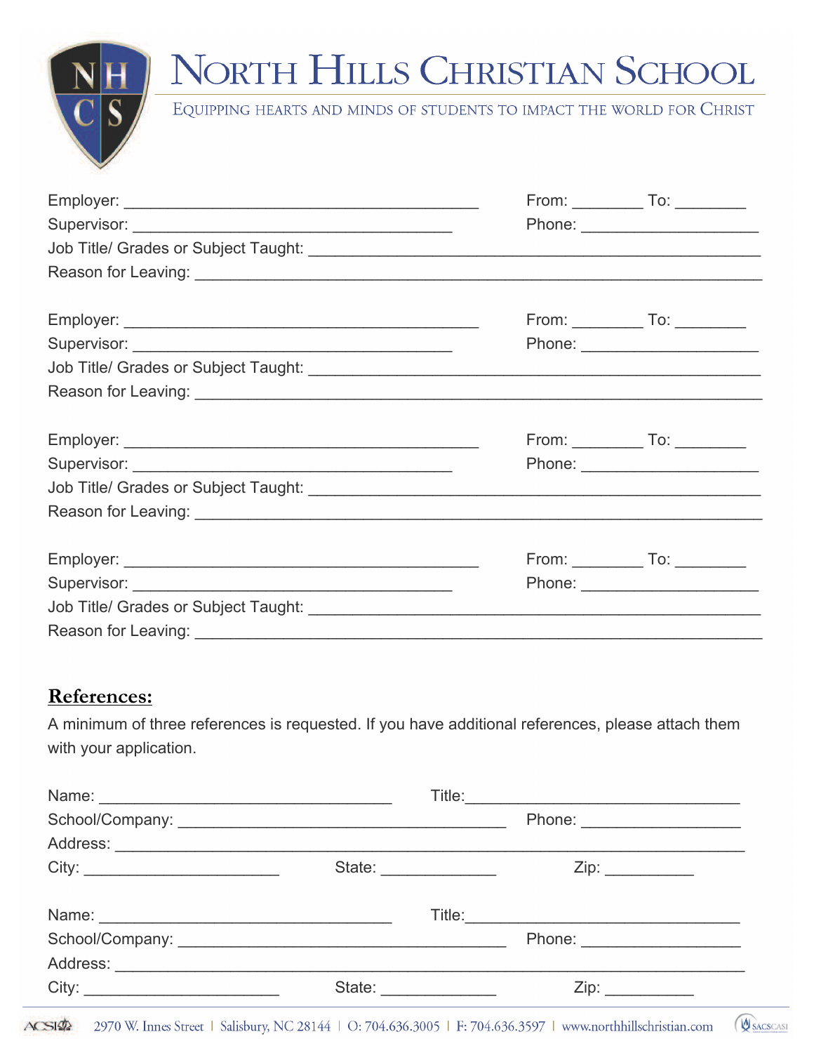# North Hills Christian School

Equipping hearts and minds of students to impact the world for Christ

Employer: ________________________________________ From: ________ To: ________
Supervisor: ____________________________________ Phone: ____________________
Job Title/ Grades or Subject Taught: ____________________________________________________
Reason for Leaving: ____________________________________________________________

Employer: ________________________________________ From: ________ To: ________
Supervisor: ____________________________________ Phone: ____________________
Job Title/ Grades or Subject Taught: ____________________________________________________
Reason for Leaving: ____________________________________________________________

Employer: ________________________________________ From: ________ To: ________
Supervisor: ____________________________________ Phone: ____________________
Job Title/ Grades or Subject Taught: ____________________________________________________
Reason for Leaving: ____________________________________________________________

Employer: ________________________________________ From: ________ To: ________
Supervisor: ____________________________________ Phone: ____________________
Job Title/ Grades or Subject Taught: ____________________________________________________
Reason for Leaving: ____________________________________________________________

## References:

A minimum of three references is requested. If you have additional references, please attach them with your application.

Name: _________________________________ Title: _______________________________
School/Company: _____________________________________ Phone: __________________
Address: _____________________________________________________________________
City: ______________________ State: _____________ Zip: __________

Name: _________________________________ Title: _______________________________
School/Company: _____________________________________ Phone: __________________
Address: _____________________________________________________________________
City: ______________________ State: _____________ Zip: __________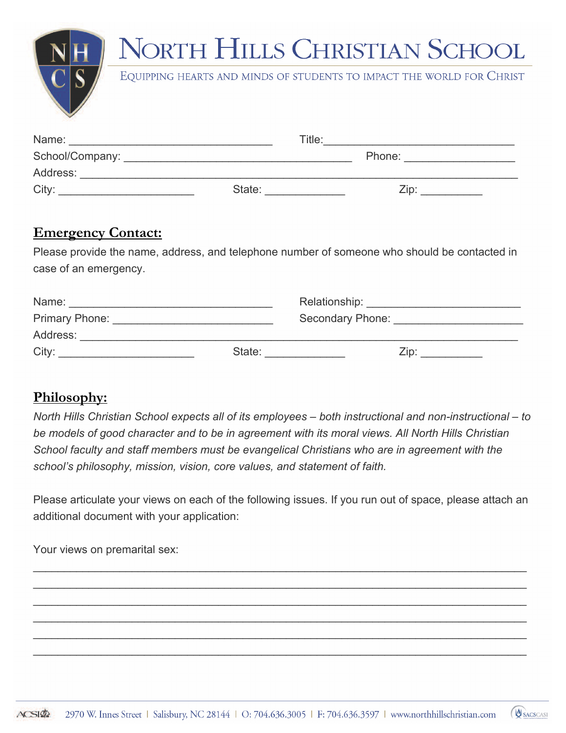# North Hills Christian School

Equipping hearts and minds of students to impact the world for Christ

Name: ________________________________ Title:______________________________

School/Company: ___________________________________ Phone: _________________

Address: ____________________________________________________________________

City: _____________________ State: ____________ Zip: __________

## Emergency Contact:

Please provide the name, address, and telephone number of someone who should be contacted in case of an emergency.

Name: ________________________________ Relationship: ________________________

Primary Phone: _________________________ Secondary Phone: ____________________

Address: ____________________________________________________________________

City: _____________________ State: ____________ Zip: __________

## Philosophy:

*North Hills Christian School expects all of its employees – both instructional and non-instructional – to be models of good character and to be in agreement with its moral views. All North Hills Christian School faculty and staff members must be evangelical Christians who are in agreement with the school's philosophy, mission, vision, core values, and statement of faith.*

Please articulate your views on each of the following issues. If you run out of space, please attach an additional document with your application:

Your views on premarital sex:

______________________________________________________________________________

______________________________________________________________________________

______________________________________________________________________________

______________________________________________________________________________

______________________________________________________________________________

______________________________________________________________________________

2970 W. Innes Street | Salisbury, NC 28144 | O: 704.636.3005 | F: 704.636.3597 | www.northhillschristian.com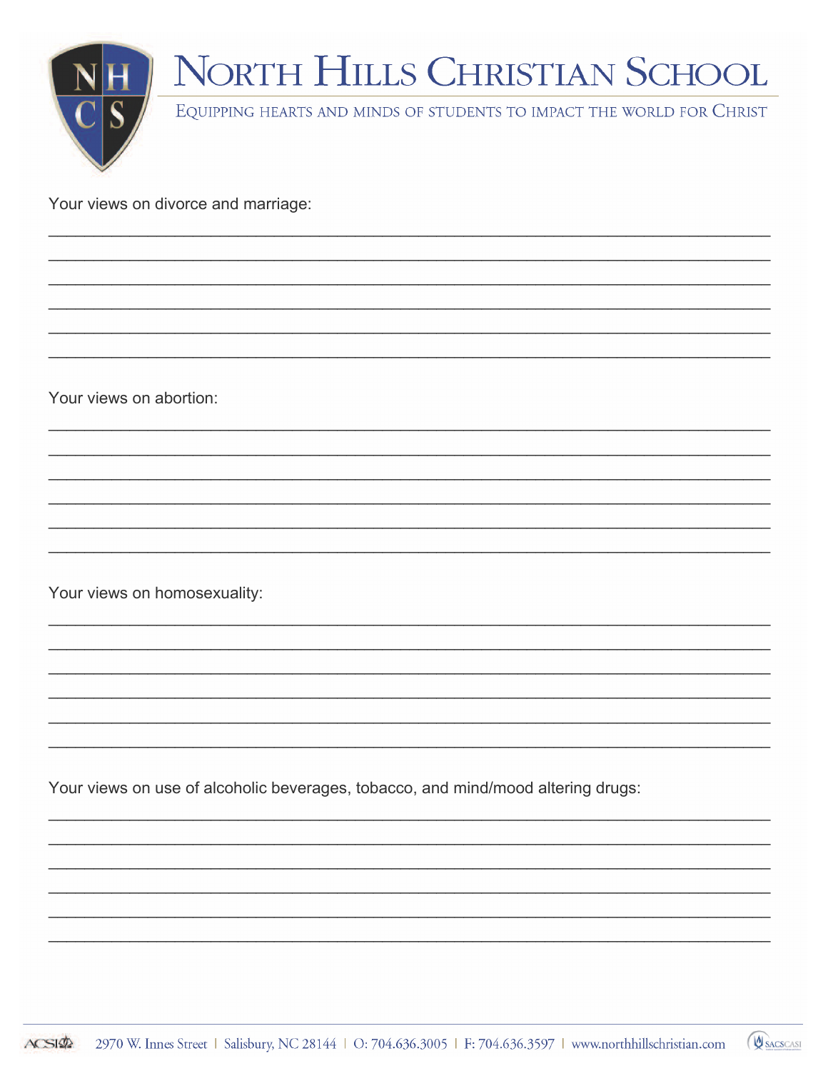# North Hills Christian School

Equipping hearts and minds of students to impact the world for Christ

Your views on divorce and marriage:

______________________________________________________________________________
______________________________________________________________________________
______________________________________________________________________________
______________________________________________________________________________
______________________________________________________________________________
______________________________________________________________________________

Your views on abortion:

______________________________________________________________________________
______________________________________________________________________________
______________________________________________________________________________
______________________________________________________________________________
______________________________________________________________________________
______________________________________________________________________________

Your views on homosexuality:

______________________________________________________________________________
______________________________________________________________________________
______________________________________________________________________________
______________________________________________________________________________
______________________________________________________________________________
______________________________________________________________________________

Your views on use of alcoholic beverages, tobacco, and mind/mood altering drugs:

______________________________________________________________________________
______________________________________________________________________________
______________________________________________________________________________
______________________________________________________________________________
______________________________________________________________________________
______________________________________________________________________________

2970 W. Innes Street | Salisbury, NC 28144 | O: 704.636.3005 | F: 704.636.3597 | www.northhillschristian.com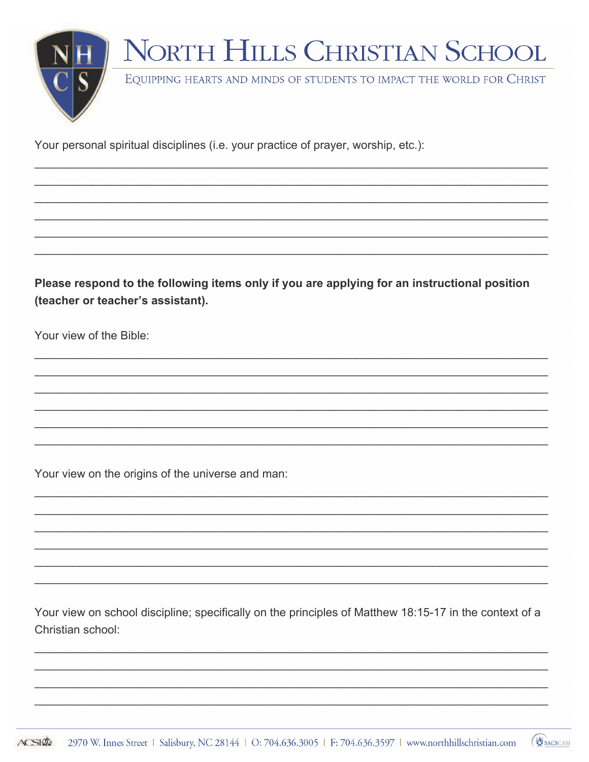Your personal spiritual disciplines (i.e. your practice of prayer, worship, etc.):

______________________________________________________________________________

______________________________________________________________________________

______________________________________________________________________________

______________________________________________________________________________

______________________________________________________________________________

______________________________________________________________________________

**Please respond to the following items only if you are applying for an instructional position (teacher or teacher's assistant).**

Your view of the Bible:

______________________________________________________________________________

______________________________________________________________________________

______________________________________________________________________________

______________________________________________________________________________

______________________________________________________________________________

______________________________________________________________________________

Your view on the origins of the universe and man:

______________________________________________________________________________

______________________________________________________________________________

______________________________________________________________________________

______________________________________________________________________________

______________________________________________________________________________

______________________________________________________________________________

Your view on school discipline; specifically on the principles of Matthew 18:15-17 in the context of a Christian school:

______________________________________________________________________________

______________________________________________________________________________

______________________________________________________________________________

______________________________________________________________________________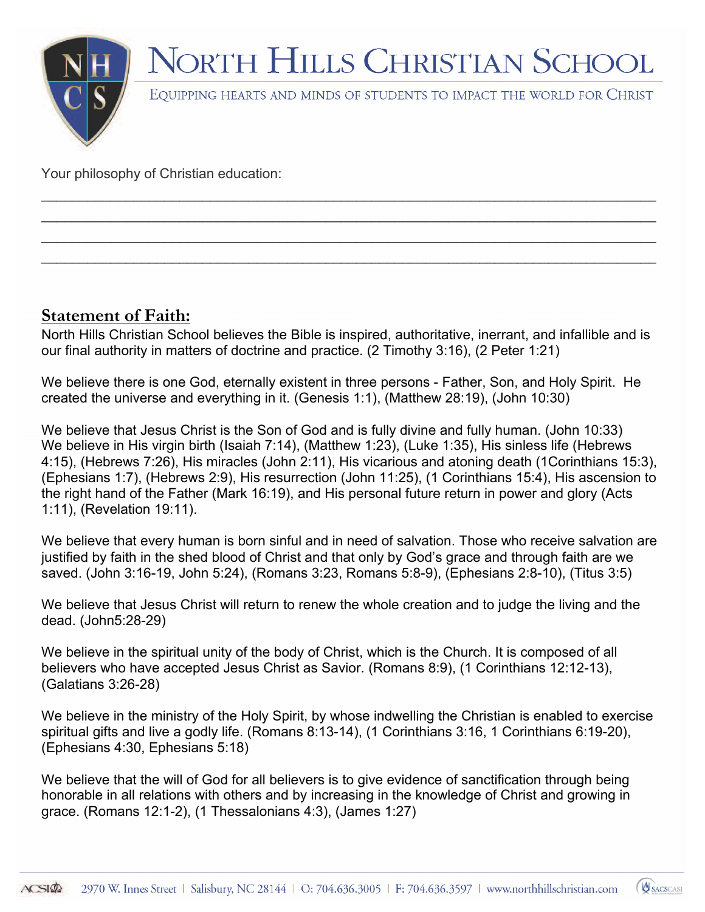# North Hills Christian School

Equipping hearts and minds of students to impact the world for Christ

Your philosophy of Christian education:

________________________________________________________________________________
________________________________________________________________________________
________________________________________________________________________________
________________________________________________________________________________

## Statement of Faith:

North Hills Christian School believes the Bible is inspired, authoritative, inerrant, and infallible and is our final authority in matters of doctrine and practice. (2 Timothy 3:16), (2 Peter 1:21)

We believe there is one God, eternally existent in three persons - Father, Son, and Holy Spirit. He created the universe and everything in it. (Genesis 1:1), (Matthew 28:19), (John 10:30)

We believe that Jesus Christ is the Son of God and is fully divine and fully human. (John 10:33) We believe in His virgin birth (Isaiah 7:14), (Matthew 1:23), (Luke 1:35), His sinless life (Hebrews 4:15), (Hebrews 7:26), His miracles (John 2:11), His vicarious and atoning death (1Corinthians 15:3), (Ephesians 1:7), (Hebrews 2:9), His resurrection (John 11:25), (1 Corinthians 15:4), His ascension to the right hand of the Father (Mark 16:19), and His personal future return in power and glory (Acts 1:11), (Revelation 19:11).

We believe that every human is born sinful and in need of salvation. Those who receive salvation are justified by faith in the shed blood of Christ and that only by God's grace and through faith are we saved. (John 3:16-19, John 5:24), (Romans 3:23, Romans 5:8-9), (Ephesians 2:8-10), (Titus 3:5)

We believe that Jesus Christ will return to renew the whole creation and to judge the living and the dead. (John5:28-29)

We believe in the spiritual unity of the body of Christ, which is the Church. It is composed of all believers who have accepted Jesus Christ as Savior. (Romans 8:9), (1 Corinthians 12:12-13), (Galatians 3:26-28)

We believe in the ministry of the Holy Spirit, by whose indwelling the Christian is enabled to exercise spiritual gifts and live a godly life. (Romans 8:13-14), (1 Corinthians 3:16, 1 Corinthians 6:19-20), (Ephesians 4:30, Ephesians 5:18)

We believe that the will of God for all believers is to give evidence of sanctification through being honorable in all relations with others and by increasing in the knowledge of Christ and growing in grace. (Romans 12:1-2), (1 Thessalonians 4:3), (James 1:27)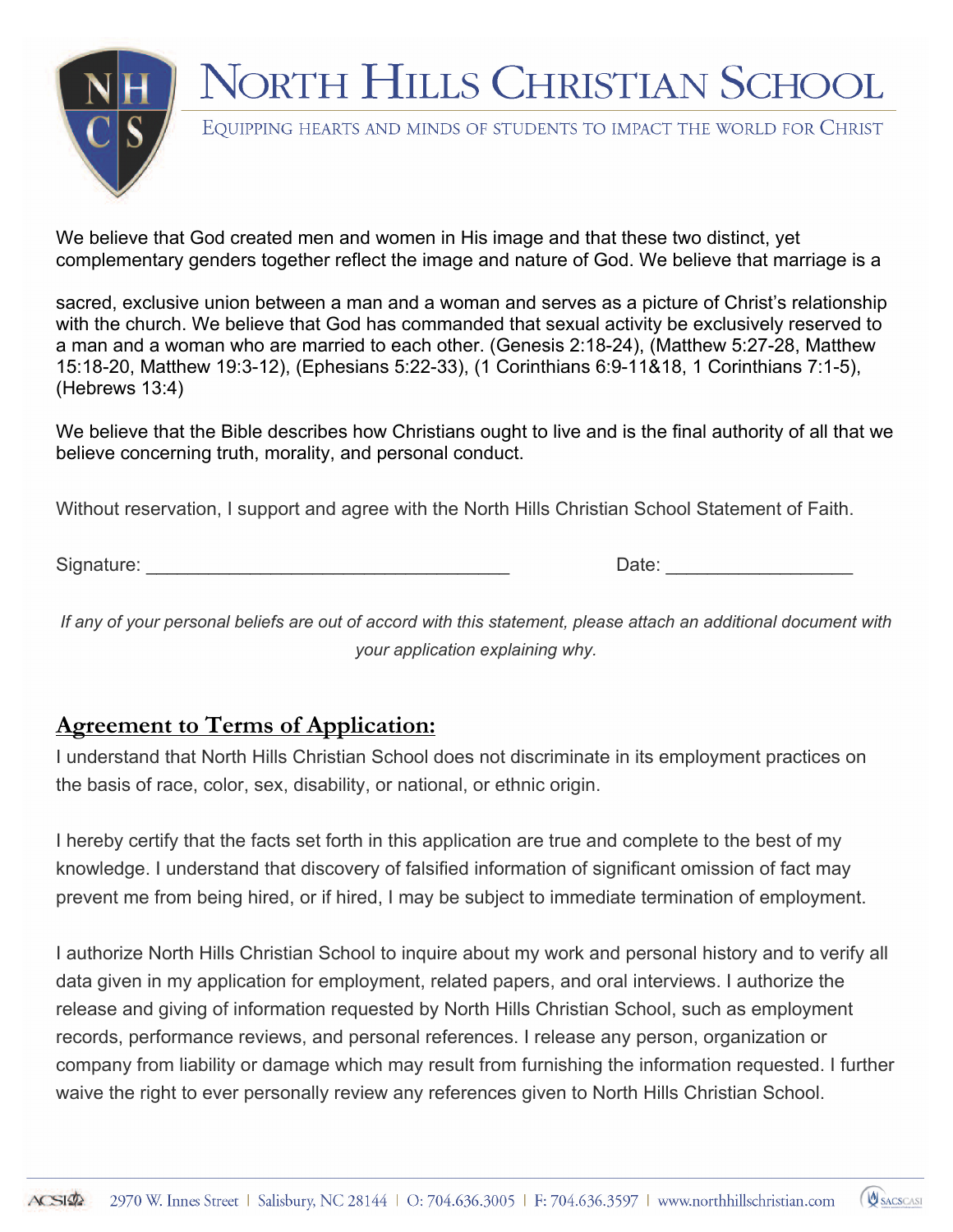We believe that God created men and women in His image and that these two distinct, yet complementary genders together reflect the image and nature of God. We believe that marriage is a

sacred, exclusive union between a man and a woman and serves as a picture of Christ's relationship with the church. We believe that God has commanded that sexual activity be exclusively reserved to a man and a woman who are married to each other. (Genesis 2:18-24), (Matthew 5:27-28, Matthew 15:18-20, Matthew 19:3-12), (Ephesians 5:22-33), (1 Corinthians 6:9-11&18, 1 Corinthians 7:1-5), (Hebrews 13:4)

We believe that the Bible describes how Christians ought to live and is the final authority of all that we believe concerning truth, morality, and personal conduct.

Without reservation, I support and agree with the North Hills Christian School Statement of Faith.

Signature: ___________________________________ Date: __________________

*If any of your personal beliefs are out of accord with this statement, please attach an additional document with your application explaining why.*

## Agreement to Terms of Application:

I understand that North Hills Christian School does not discriminate in its employment practices on the basis of race, color, sex, disability, or national, or ethnic origin.

I hereby certify that the facts set forth in this application are true and complete to the best of my knowledge. I understand that discovery of falsified information of significant omission of fact may prevent me from being hired, or if hired, I may be subject to immediate termination of employment.

I authorize North Hills Christian School to inquire about my work and personal history and to verify all data given in my application for employment, related papers, and oral interviews. I authorize the release and giving of information requested by North Hills Christian School, such as employment records, performance reviews, and personal references. I release any person, organization or company from liability or damage which may result from furnishing the information requested. I further waive the right to ever personally review any references given to North Hills Christian School.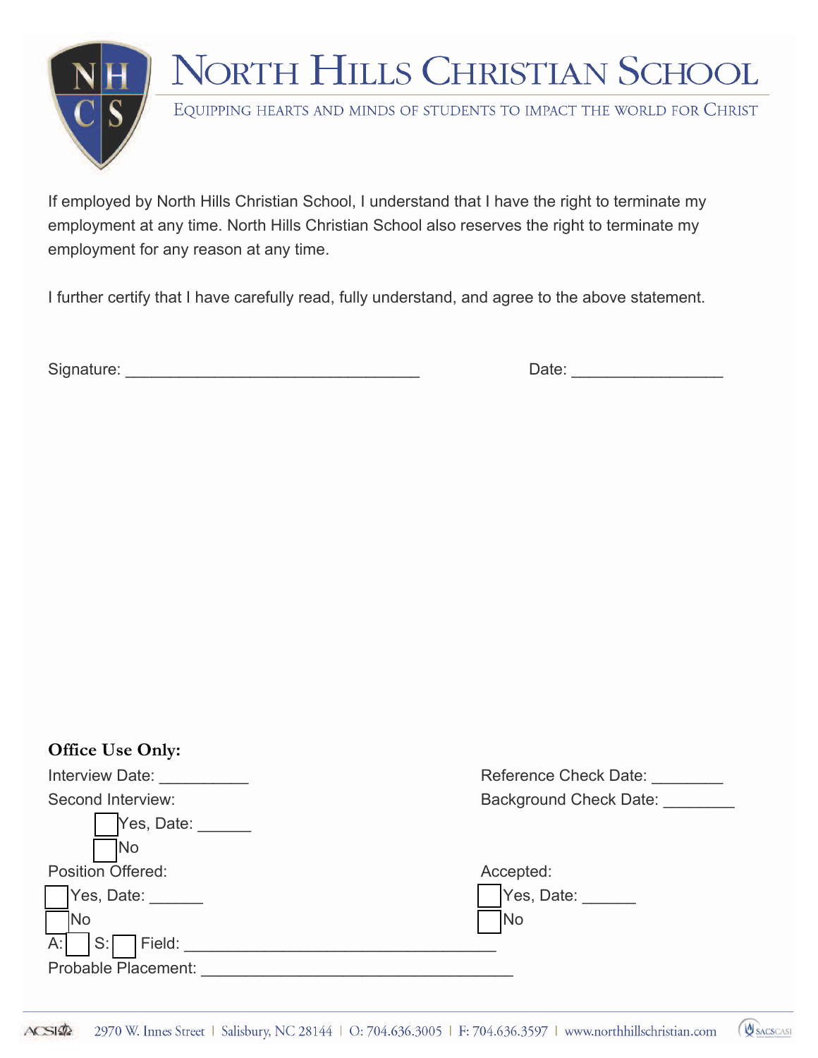# North Hills Christian School

Equipping hearts and minds of students to impact the world for Christ

If employed by North Hills Christian School, I understand that I have the right to terminate my employment at any time. North Hills Christian School also reserves the right to terminate my employment for any reason at any time.

I further certify that I have carefully read, fully understand, and agree to the above statement.

Signature: _________________________________ Date: _________________

**Office Use Only:**

Interview Date: __________

Second Interview:

☐ Yes, Date: ______

☐ No

Position Offered:

☐ Yes, Date: ______

☐ No

A: ☐ S: ☐ Field: ___________________________________

Probable Placement: ___________________________________

Reference Check Date: ________

Background Check Date: ________

Accepted:

☐ Yes, Date: ______

☐ No

2970 W. Innes Street | Salisbury, NC 28144 | O: 704.636.3005 | F: 704.636.3597 | www.northhillschristian.com